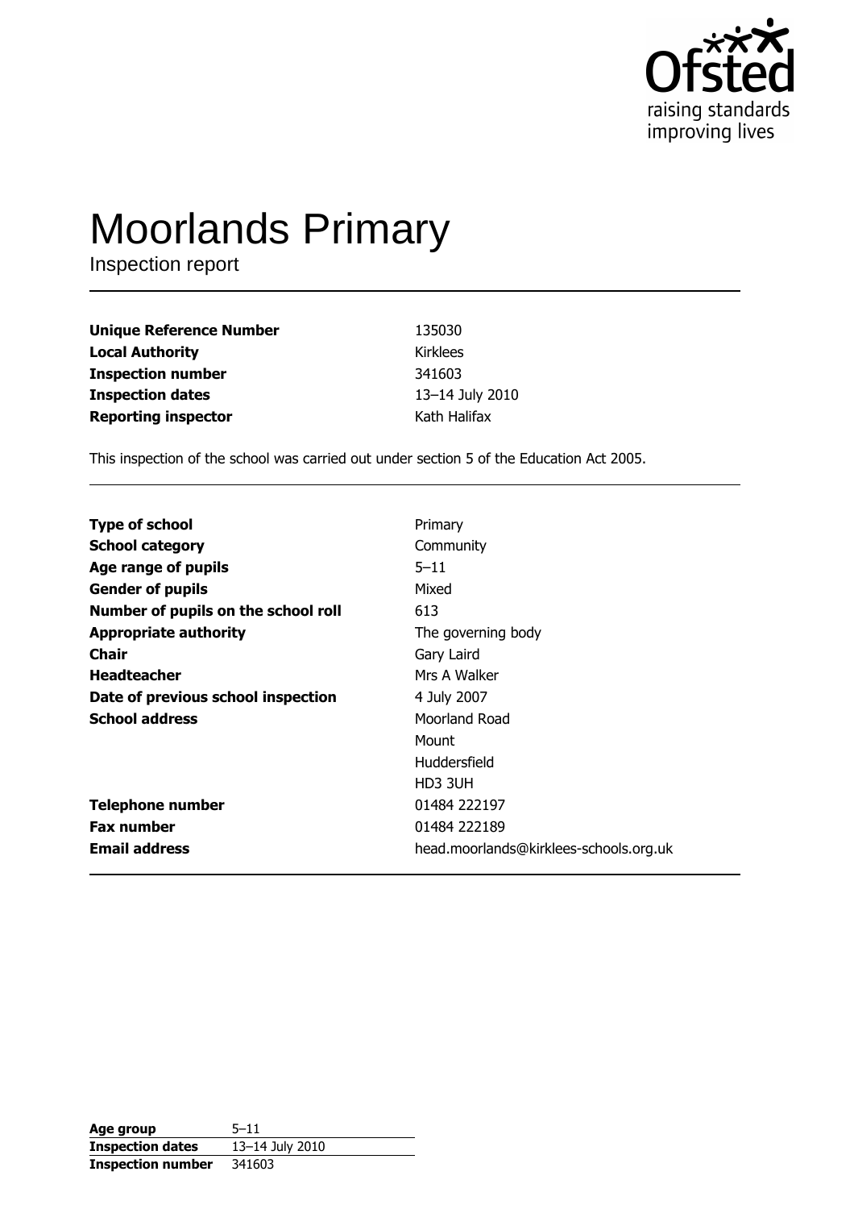# Moorlands Primary

Inspection report

| | |
|---|---|
| **Unique Reference Number** | 135030 |
| **Local Authority** | Kirklees |
| **Inspection number** | 341603 |
| **Inspection dates** | 13–14 July 2010 |
| **Reporting inspector** | Kath Halifax |

This inspection of the school was carried out under section 5 of the Education Act 2005.

| | |
|---|---|
| **Type of school** | Primary |
| **School category** | Community |
| **Age range of pupils** | 5–11 |
| **Gender of pupils** | Mixed |
| **Number of pupils on the school roll** | 613 |
| **Appropriate authority** | The governing body |
| **Chair** | Gary Laird |
| **Headteacher** | Mrs A Walker |
| **Date of previous school inspection** | 4 July 2007 |
| **School address** | Moorland Road<br>Mount<br>Huddersfield<br>HD3 3UH |
| **Telephone number** | 01484 222197 |
| **Fax number** | 01484 222189 |
| **Email address** | head.moorlands@kirklees-schools.org.uk |

| | |
|---|---|
| **Age group** | 5–11 |
| **Inspection dates** | 13–14 July 2010 |
| **Inspection number** | 341603 |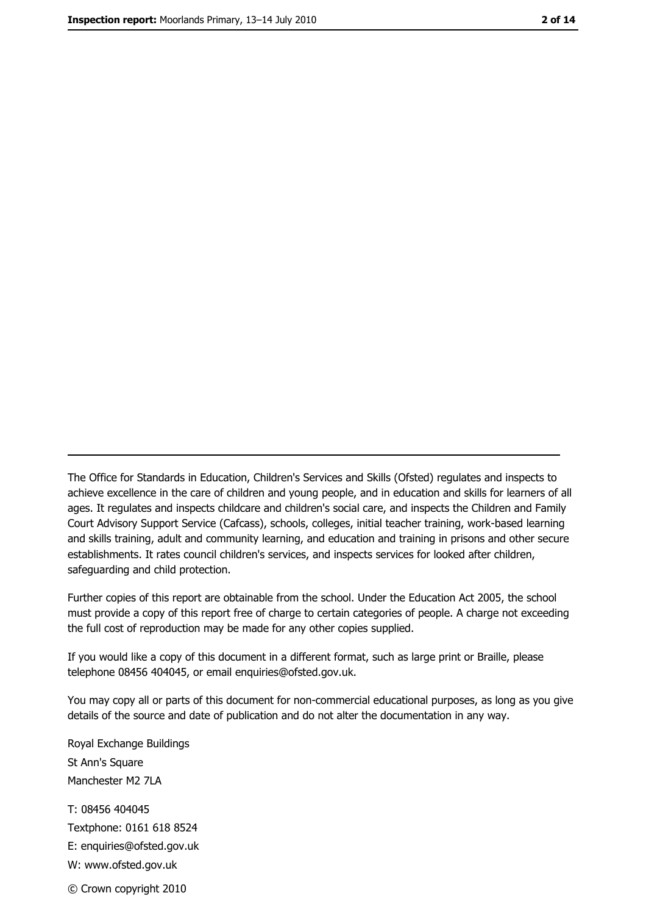The Office for Standards in Education, Children's Services and Skills (Ofsted) regulates and inspects to achieve excellence in the care of children and young people, and in education and skills for learners of all ages. It regulates and inspects childcare and children's social care, and inspects the Children and Family Court Advisory Support Service (Cafcass), schools, colleges, initial teacher training, work-based learning and skills training, adult and community learning, and education and training in prisons and other secure establishments. It rates council children's services, and inspects services for looked after children, safeguarding and child protection.

Further copies of this report are obtainable from the school. Under the Education Act 2005, the school must provide a copy of this report free of charge to certain categories of people. A charge not exceeding the full cost of reproduction may be made for any other copies supplied.

If you would like a copy of this document in a different format, such as large print or Braille, please telephone 08456 404045, or email enquiries@ofsted.gov.uk.

You may copy all or parts of this document for non-commercial educational purposes, as long as you give details of the source and date of publication and do not alter the documentation in any way.

Royal Exchange Buildings
St Ann's Square
Manchester M2 7LA

T: 08456 404045
Textphone: 0161 618 8524
E: enquiries@ofsted.gov.uk
W: www.ofsted.gov.uk

© Crown copyright 2010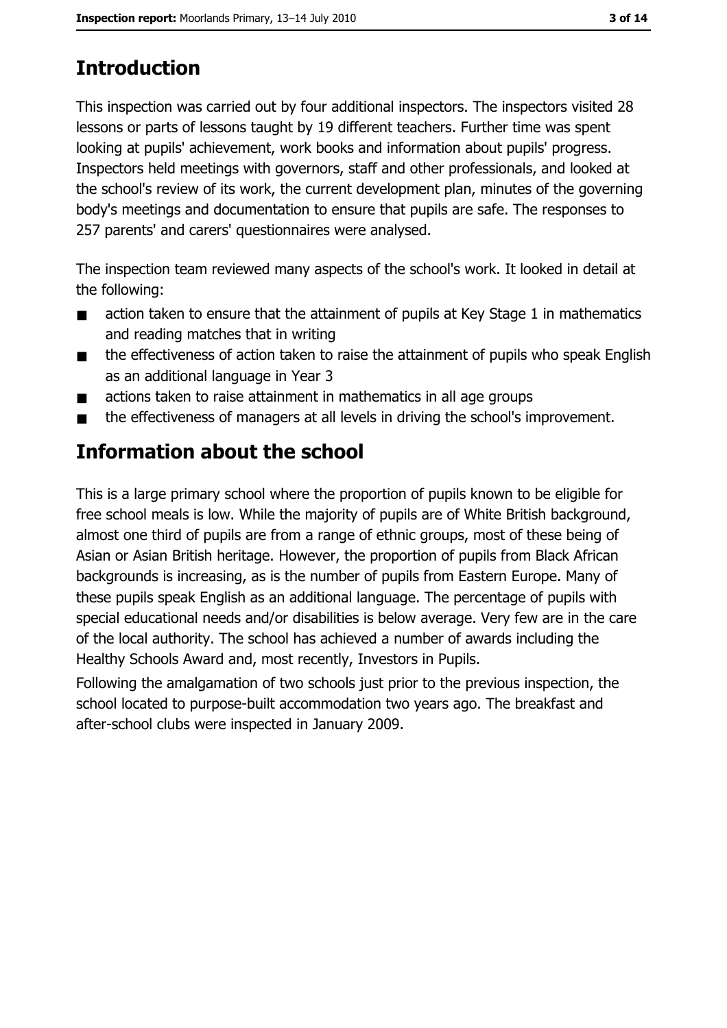# Introduction

This inspection was carried out by four additional inspectors. The inspectors visited 28 lessons or parts of lessons taught by 19 different teachers. Further time was spent looking at pupils' achievement, work books and information about pupils' progress. Inspectors held meetings with governors, staff and other professionals, and looked at the school's review of its work, the current development plan, minutes of the governing body's meetings and documentation to ensure that pupils are safe. The responses to 257 parents' and carers' questionnaires were analysed.

The inspection team reviewed many aspects of the school's work. It looked in detail at the following:

- action taken to ensure that the attainment of pupils at Key Stage 1 in mathematics and reading matches that in writing
- the effectiveness of action taken to raise the attainment of pupils who speak English as an additional language in Year 3
- actions taken to raise attainment in mathematics in all age groups
- the effectiveness of managers at all levels in driving the school's improvement.

# Information about the school

This is a large primary school where the proportion of pupils known to be eligible for free school meals is low. While the majority of pupils are of White British background, almost one third of pupils are from a range of ethnic groups, most of these being of Asian or Asian British heritage. However, the proportion of pupils from Black African backgrounds is increasing, as is the number of pupils from Eastern Europe. Many of these pupils speak English as an additional language. The percentage of pupils with special educational needs and/or disabilities is below average. Very few are in the care of the local authority. The school has achieved a number of awards including the Healthy Schools Award and, most recently, Investors in Pupils.

Following the amalgamation of two schools just prior to the previous inspection, the school located to purpose-built accommodation two years ago. The breakfast and after-school clubs were inspected in January 2009.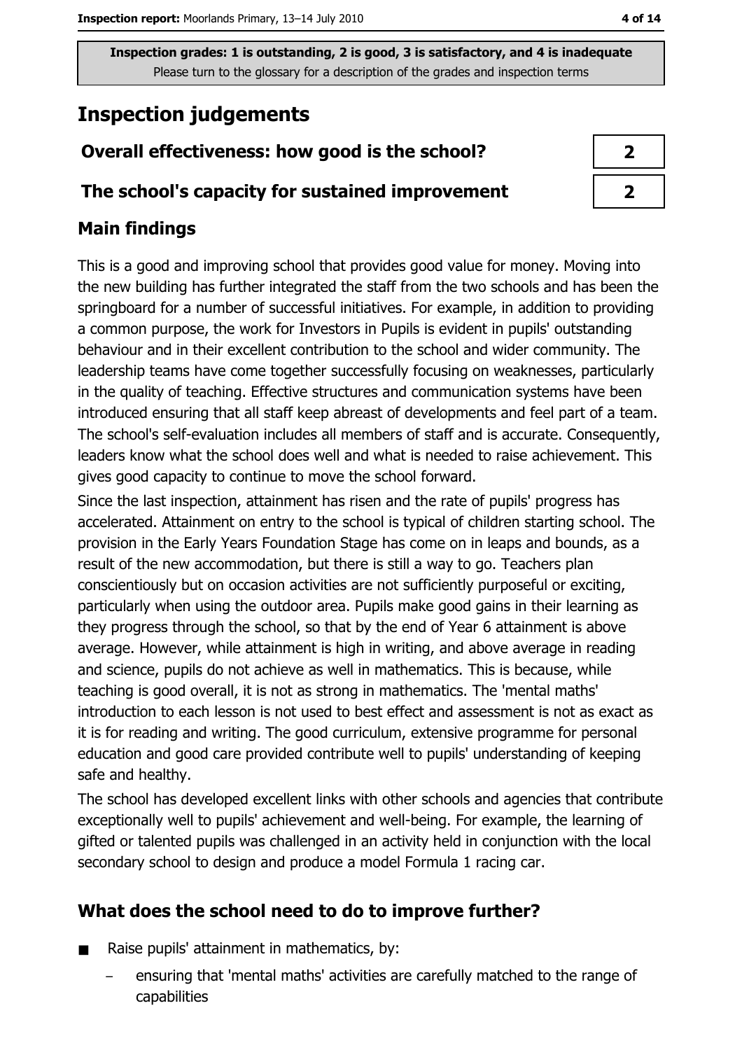Inspection grades: 1 is outstanding, 2 is good, 3 is satisfactory, and 4 is inadequate
Please turn to the glossary for a description of the grades and inspection terms

# Inspection judgements

| | |
|---|---|
| **Overall effectiveness: how good is the school?** | **2** |
| **The school's capacity for sustained improvement** | **2** |

## Main findings

This is a good and improving school that provides good value for money. Moving into the new building has further integrated the staff from the two schools and has been the springboard for a number of successful initiatives. For example, in addition to providing a common purpose, the work for Investors in Pupils is evident in pupils' outstanding behaviour and in their excellent contribution to the school and wider community. The leadership teams have come together successfully focusing on weaknesses, particularly in the quality of teaching. Effective structures and communication systems have been introduced ensuring that all staff keep abreast of developments and feel part of a team. The school's self-evaluation includes all members of staff and is accurate. Consequently, leaders know what the school does well and what is needed to raise achievement. This gives good capacity to continue to move the school forward.

Since the last inspection, attainment has risen and the rate of pupils' progress has accelerated. Attainment on entry to the school is typical of children starting school. The provision in the Early Years Foundation Stage has come on in leaps and bounds, as a result of the new accommodation, but there is still a way to go. Teachers plan conscientiously but on occasion activities are not sufficiently purposeful or exciting, particularly when using the outdoor area. Pupils make good gains in their learning as they progress through the school, so that by the end of Year 6 attainment is above average. However, while attainment is high in writing, and above average in reading and science, pupils do not achieve as well in mathematics. This is because, while teaching is good overall, it is not as strong in mathematics. The 'mental maths' introduction to each lesson is not used to best effect and assessment is not as exact as it is for reading and writing. The good curriculum, extensive programme for personal education and good care provided contribute well to pupils' understanding of keeping safe and healthy.

The school has developed excellent links with other schools and agencies that contribute exceptionally well to pupils' achievement and well-being. For example, the learning of gifted or talented pupils was challenged in an activity held in conjunction with the local secondary school to design and produce a model Formula 1 racing car.

## What does the school need to do to improve further?

- Raise pupils' attainment in mathematics, by:
  - ensuring that 'mental maths' activities are carefully matched to the range of capabilities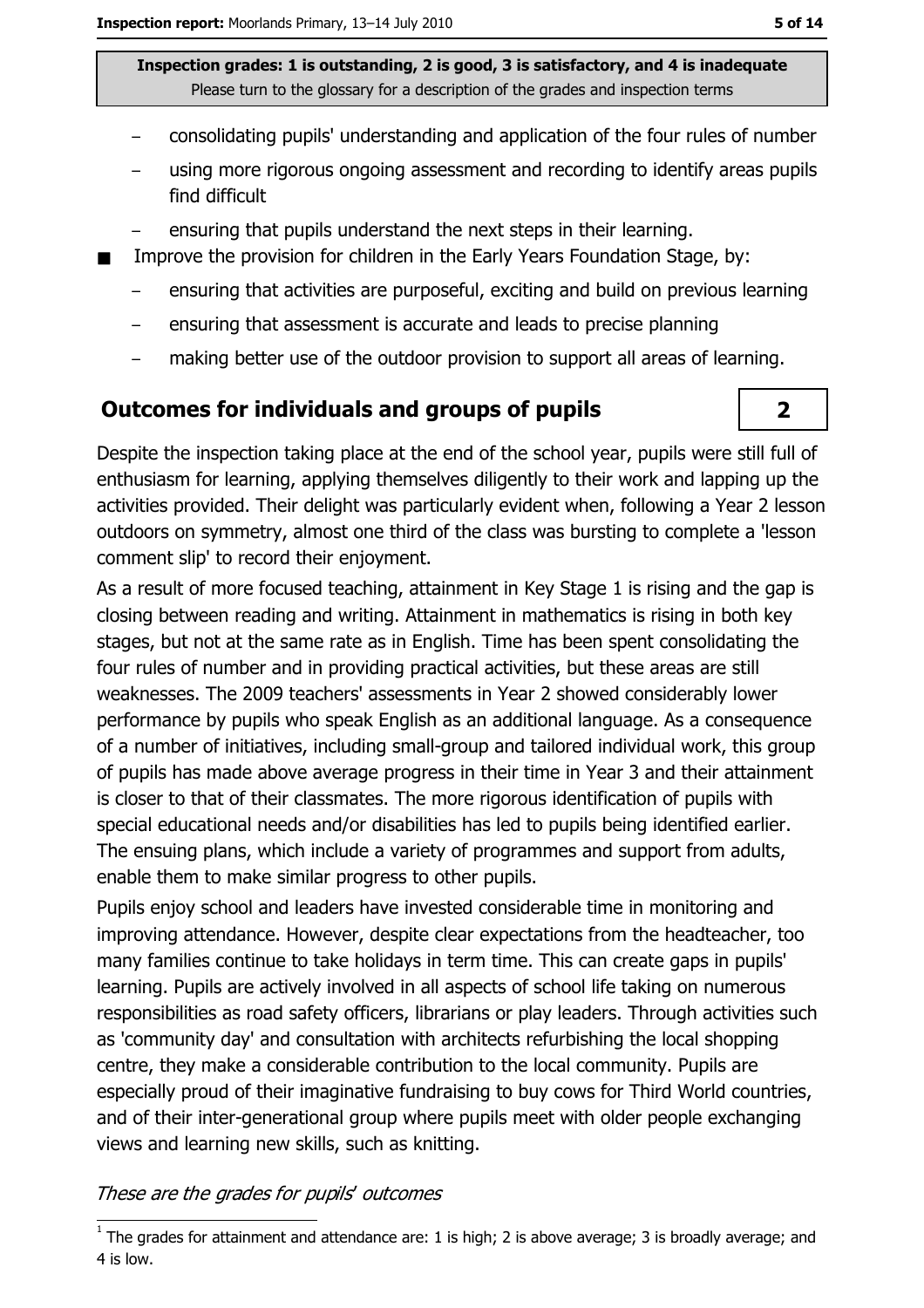- consolidating pupils' understanding and application of the four rules of number
- using more rigorous ongoing assessment and recording to identify areas pupils find difficult
- ensuring that pupils understand the next steps in their learning.

- Improve the provision for children in the Early Years Foundation Stage, by:
  - ensuring that activities are purposeful, exciting and build on previous learning
  - ensuring that assessment is accurate and leads to precise planning
  - making better use of the outdoor provision to support all areas of learning.

## Outcomes for individuals and groups of pupils — 2

Despite the inspection taking place at the end of the school year, pupils were still full of enthusiasm for learning, applying themselves diligently to their work and lapping up the activities provided. Their delight was particularly evident when, following a Year 2 lesson outdoors on symmetry, almost one third of the class was bursting to complete a 'lesson comment slip' to record their enjoyment.

As a result of more focused teaching, attainment in Key Stage 1 is rising and the gap is closing between reading and writing. Attainment in mathematics is rising in both key stages, but not at the same rate as in English. Time has been spent consolidating the four rules of number and in providing practical activities, but these areas are still weaknesses. The 2009 teachers' assessments in Year 2 showed considerably lower performance by pupils who speak English as an additional language. As a consequence of a number of initiatives, including small-group and tailored individual work, this group of pupils has made above average progress in their time in Year 3 and their attainment is closer to that of their classmates. The more rigorous identification of pupils with special educational needs and/or disabilities has led to pupils being identified earlier. The ensuing plans, which include a variety of programmes and support from adults, enable them to make similar progress to other pupils.

Pupils enjoy school and leaders have invested considerable time in monitoring and improving attendance. However, despite clear expectations from the headteacher, too many families continue to take holidays in term time. This can create gaps in pupils' learning. Pupils are actively involved in all aspects of school life taking on numerous responsibilities as road safety officers, librarians or play leaders. Through activities such as 'community day' and consultation with architects refurbishing the local shopping centre, they make a considerable contribution to the local community. Pupils are especially proud of their imaginative fundraising to buy cows for Third World countries, and of their inter-generational group where pupils meet with older people exchanging views and learning new skills, such as knitting.

*These are the grades for pupils' outcomes*

[1] The grades for attainment and attendance are: 1 is high; 2 is above average; 3 is broadly average; and 4 is low.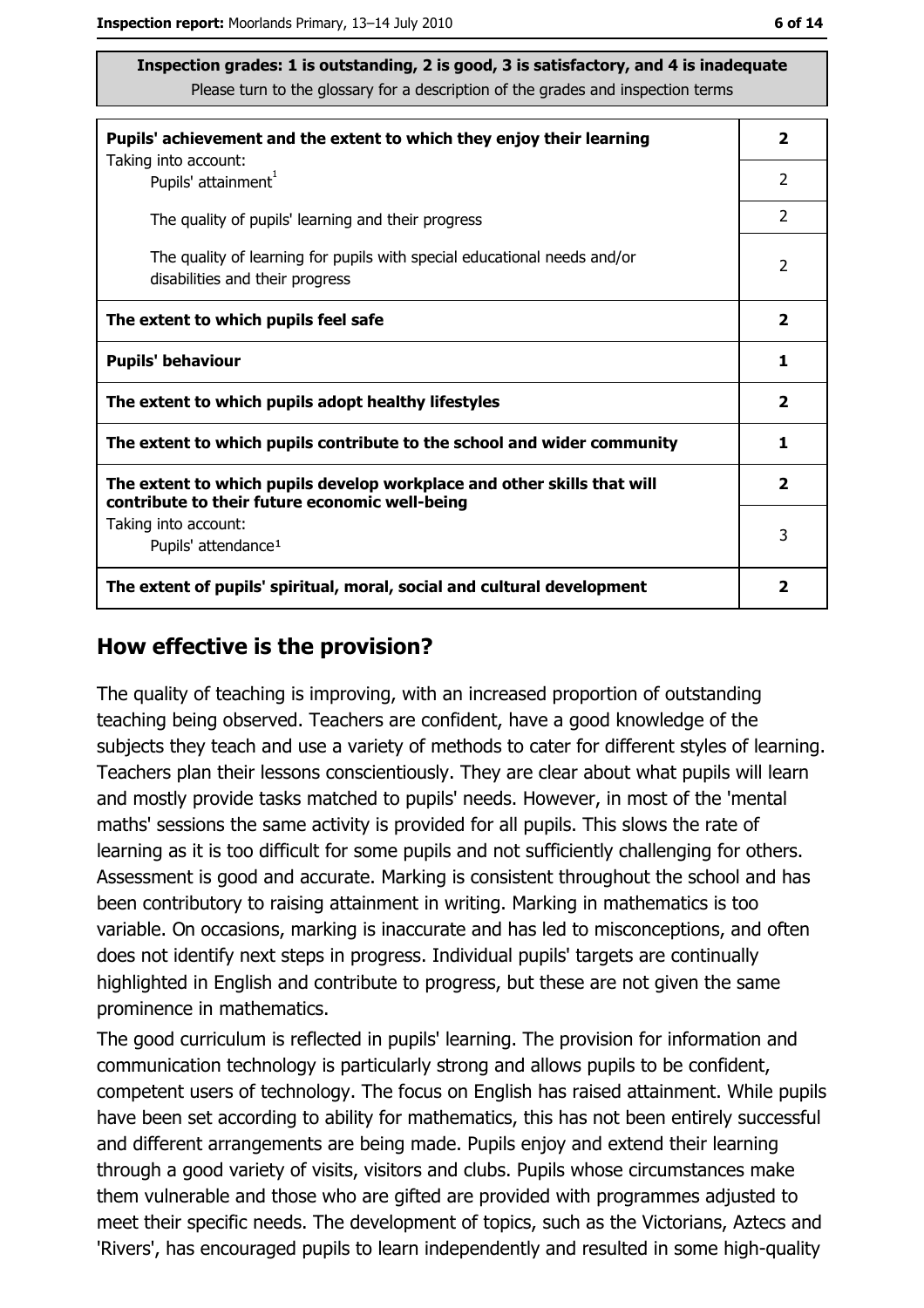**Inspection grades: 1 is outstanding, 2 is good, 3 is satisfactory, and 4 is inadequate**
Please turn to the glossary for a description of the grades and inspection terms

| | |
|---|---|
| **Pupils' achievement and the extent to which they enjoy their learning** | **2** |
| Taking into account: Pupils' attainment[1] | 2 |
| The quality of pupils' learning and their progress | 2 |
| The quality of learning for pupils with special educational needs and/or disabilities and their progress | 2 |
| **The extent to which pupils feel safe** | **2** |
| **Pupils' behaviour** | **1** |
| **The extent to which pupils adopt healthy lifestyles** | **2** |
| **The extent to which pupils contribute to the school and wider community** | **1** |
| **The extent to which pupils develop workplace and other skills that will contribute to their future economic well-being** | **2** |
| Taking into account: Pupils' attendance[1] | 3 |
| **The extent of pupils' spiritual, moral, social and cultural development** | **2** |

## How effective is the provision?

The quality of teaching is improving, with an increased proportion of outstanding teaching being observed. Teachers are confident, have a good knowledge of the subjects they teach and use a variety of methods to cater for different styles of learning. Teachers plan their lessons conscientiously. They are clear about what pupils will learn and mostly provide tasks matched to pupils' needs. However, in most of the 'mental maths' sessions the same activity is provided for all pupils. This slows the rate of learning as it is too difficult for some pupils and not sufficiently challenging for others. Assessment is good and accurate. Marking is consistent throughout the school and has been contributory to raising attainment in writing. Marking in mathematics is too variable. On occasions, marking is inaccurate and has led to misconceptions, and often does not identify next steps in progress. Individual pupils' targets are continually highlighted in English and contribute to progress, but these are not given the same prominence in mathematics.

The good curriculum is reflected in pupils' learning. The provision for information and communication technology is particularly strong and allows pupils to be confident, competent users of technology. The focus on English has raised attainment. While pupils have been set according to ability for mathematics, this has not been entirely successful and different arrangements are being made. Pupils enjoy and extend their learning through a good variety of visits, visitors and clubs. Pupils whose circumstances make them vulnerable and those who are gifted are provided with programmes adjusted to meet their specific needs. The development of topics, such as the Victorians, Aztecs and 'Rivers', has encouraged pupils to learn independently and resulted in some high-quality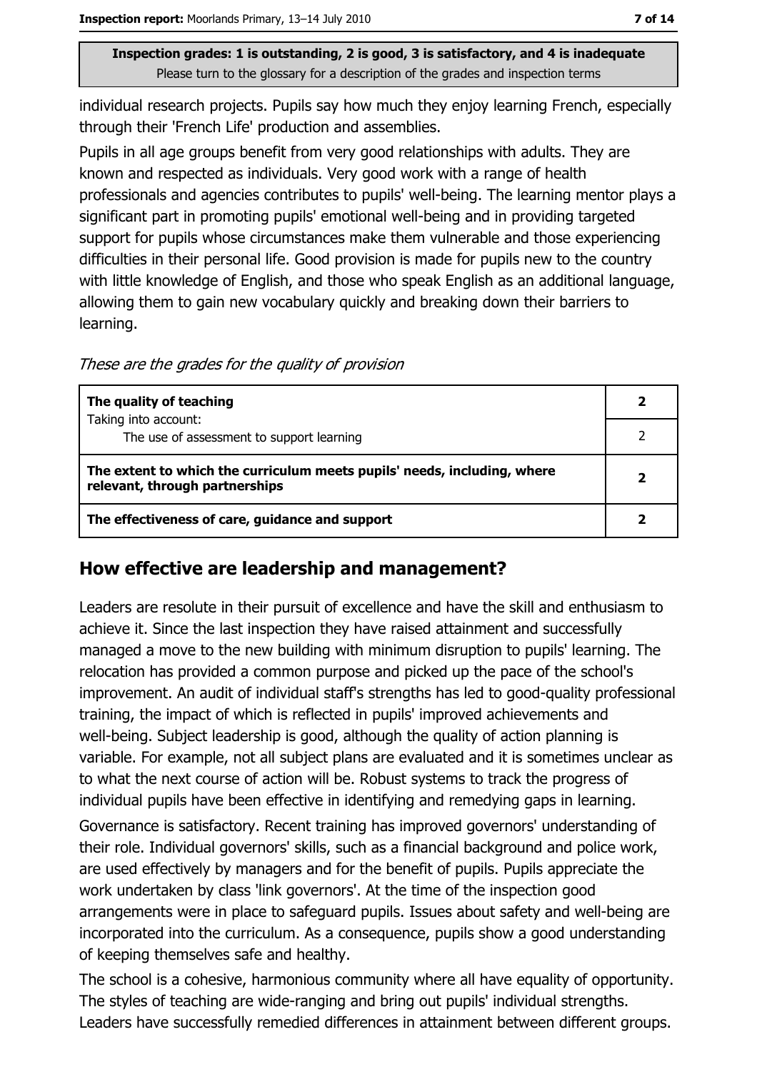individual research projects. Pupils say how much they enjoy learning French, especially through their 'French Life' production and assemblies.

Pupils in all age groups benefit from very good relationships with adults. They are known and respected as individuals. Very good work with a range of health professionals and agencies contributes to pupils' well-being. The learning mentor plays a significant part in promoting pupils' emotional well-being and in providing targeted support for pupils whose circumstances make them vulnerable and those experiencing difficulties in their personal life. Good provision is made for pupils new to the country with little knowledge of English, and those who speak English as an additional language, allowing them to gain new vocabulary quickly and breaking down their barriers to learning.

*These are the grades for the quality of provision*

| | |
|---|---|
| **The quality of teaching** | **2** |
| Taking into account: The use of assessment to support learning | 2 |
| **The extent to which the curriculum meets pupils' needs, including, where relevant, through partnerships** | **2** |
| **The effectiveness of care, guidance and support** | **2** |

## How effective are leadership and management?

Leaders are resolute in their pursuit of excellence and have the skill and enthusiasm to achieve it. Since the last inspection they have raised attainment and successfully managed a move to the new building with minimum disruption to pupils' learning. The relocation has provided a common purpose and picked up the pace of the school's improvement. An audit of individual staff's strengths has led to good-quality professional training, the impact of which is reflected in pupils' improved achievements and well-being. Subject leadership is good, although the quality of action planning is variable. For example, not all subject plans are evaluated and it is sometimes unclear as to what the next course of action will be. Robust systems to track the progress of individual pupils have been effective in identifying and remedying gaps in learning.

Governance is satisfactory. Recent training has improved governors' understanding of their role. Individual governors' skills, such as a financial background and police work, are used effectively by managers and for the benefit of pupils. Pupils appreciate the work undertaken by class 'link governors'. At the time of the inspection good arrangements were in place to safeguard pupils. Issues about safety and well-being are incorporated into the curriculum. As a consequence, pupils show a good understanding of keeping themselves safe and healthy.

The school is a cohesive, harmonious community where all have equality of opportunity. The styles of teaching are wide-ranging and bring out pupils' individual strengths. Leaders have successfully remedied differences in attainment between different groups.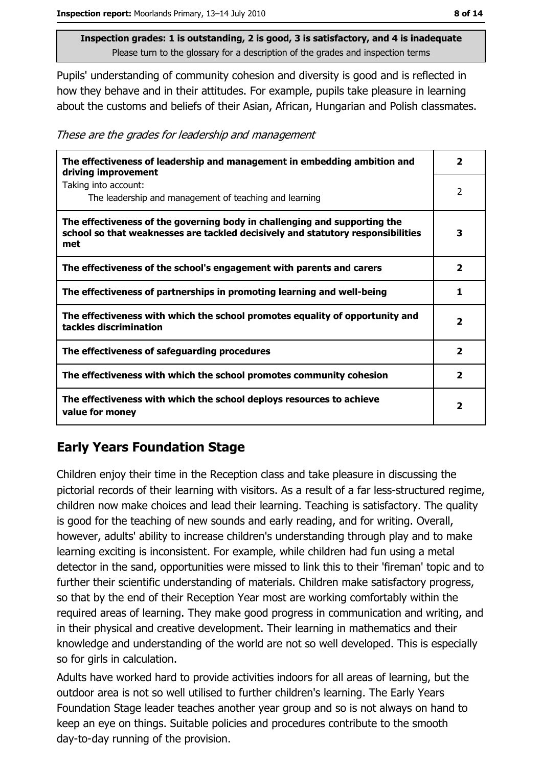Pupils' understanding of community cohesion and diversity is good and is reflected in how they behave and in their attitudes. For example, pupils take pleasure in learning about the customs and beliefs of their Asian, African, Hungarian and Polish classmates.

*These are the grades for leadership and management*

| | |
|---|---|
| **The effectiveness of leadership and management in embedding ambition and driving improvement** | **2** |
| Taking into account: The leadership and management of teaching and learning | 2 |
| **The effectiveness of the governing body in challenging and supporting the school so that weaknesses are tackled decisively and statutory responsibilities met** | **3** |
| **The effectiveness of the school's engagement with parents and carers** | **2** |
| **The effectiveness of partnerships in promoting learning and well-being** | **1** |
| **The effectiveness with which the school promotes equality of opportunity and tackles discrimination** | **2** |
| **The effectiveness of safeguarding procedures** | **2** |
| **The effectiveness with which the school promotes community cohesion** | **2** |
| **The effectiveness with which the school deploys resources to achieve value for money** | **2** |

## Early Years Foundation Stage

Children enjoy their time in the Reception class and take pleasure in discussing the pictorial records of their learning with visitors. As a result of a far less-structured regime, children now make choices and lead their learning. Teaching is satisfactory. The quality is good for the teaching of new sounds and early reading, and for writing. Overall, however, adults' ability to increase children's understanding through play and to make learning exciting is inconsistent. For example, while children had fun using a metal detector in the sand, opportunities were missed to link this to their 'fireman' topic and to further their scientific understanding of materials. Children make satisfactory progress, so that by the end of their Reception Year most are working comfortably within the required areas of learning. They make good progress in communication and writing, and in their physical and creative development. Their learning in mathematics and their knowledge and understanding of the world are not so well developed. This is especially so for girls in calculation.

Adults have worked hard to provide activities indoors for all areas of learning, but the outdoor area is not so well utilised to further children's learning. The Early Years Foundation Stage leader teaches another year group and so is not always on hand to keep an eye on things. Suitable policies and procedures contribute to the smooth day-to-day running of the provision.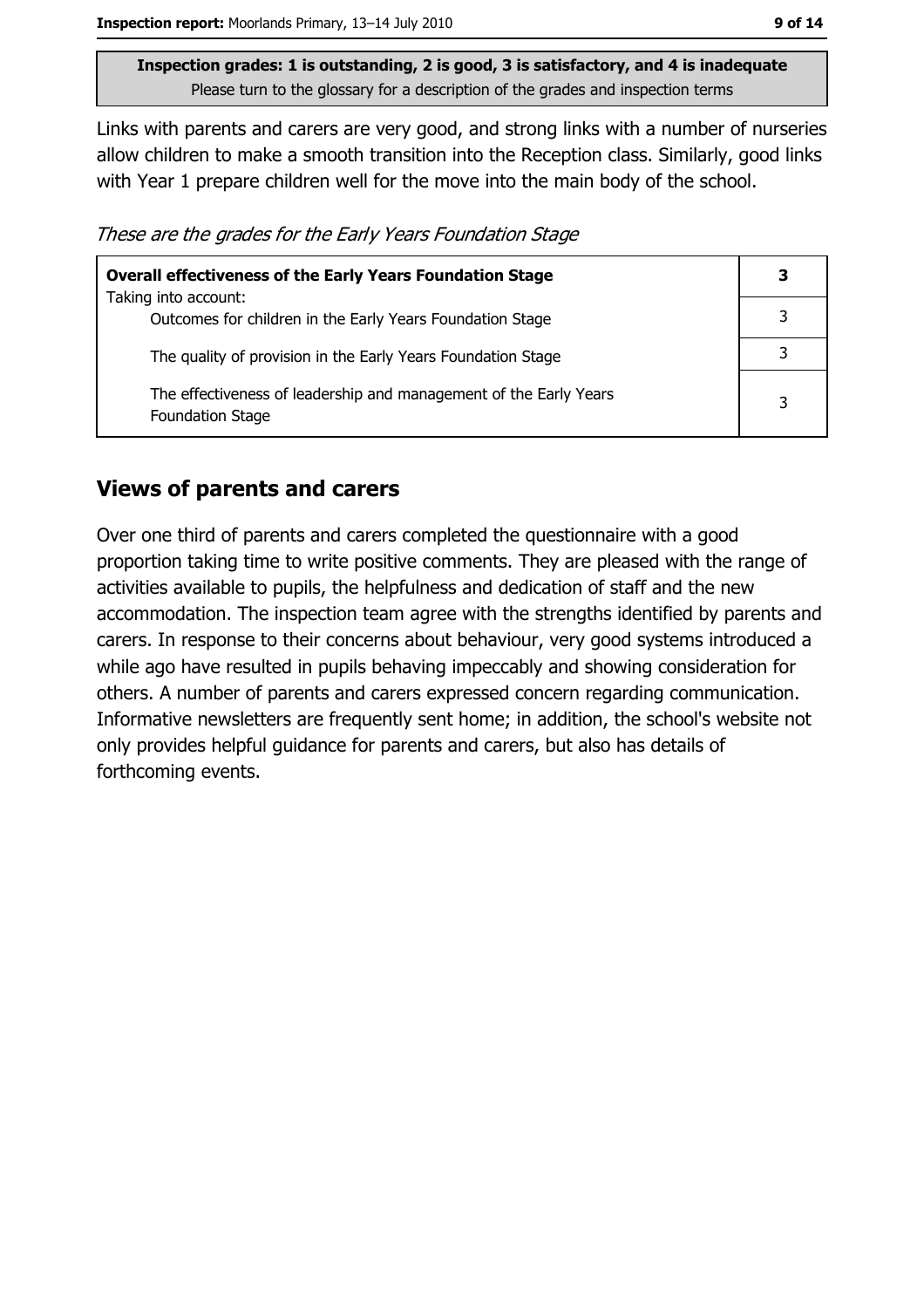**Inspection grades: 1 is outstanding, 2 is good, 3 is satisfactory, and 4 is inadequate**
Please turn to the glossary for a description of the grades and inspection terms

Links with parents and carers are very good, and strong links with a number of nurseries allow children to make a smooth transition into the Reception class. Similarly, good links with Year 1 prepare children well for the move into the main body of the school.

*These are the grades for the Early Years Foundation Stage*

| **Overall effectiveness of the Early Years Foundation Stage** | **3** |
|---|---|
| Taking into account: Outcomes for children in the Early Years Foundation Stage | 3 |
| The quality of provision in the Early Years Foundation Stage | 3 |
| The effectiveness of leadership and management of the Early Years Foundation Stage | 3 |

## Views of parents and carers

Over one third of parents and carers completed the questionnaire with a good proportion taking time to write positive comments. They are pleased with the range of activities available to pupils, the helpfulness and dedication of staff and the new accommodation. The inspection team agree with the strengths identified by parents and carers. In response to their concerns about behaviour, very good systems introduced a while ago have resulted in pupils behaving impeccably and showing consideration for others. A number of parents and carers expressed concern regarding communication. Informative newsletters are frequently sent home; in addition, the school's website not only provides helpful guidance for parents and carers, but also has details of forthcoming events.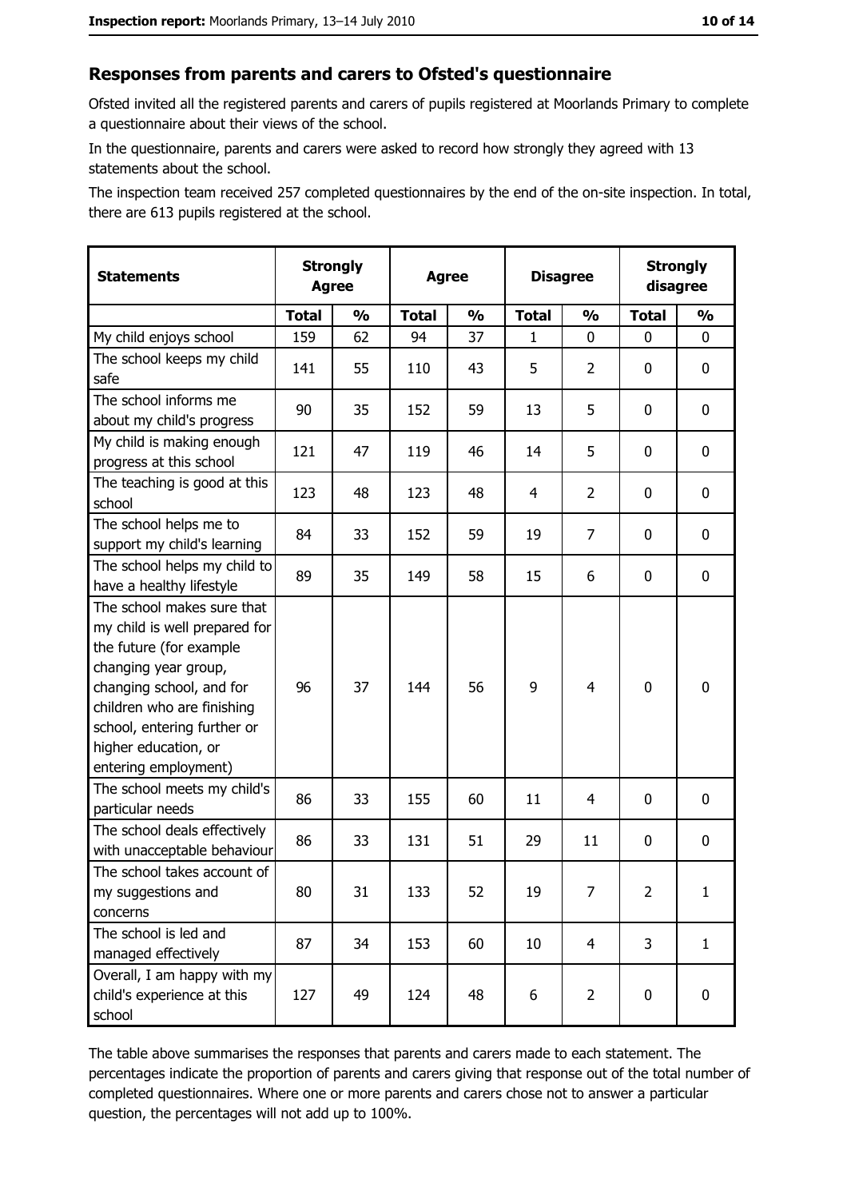## Responses from parents and carers to Ofsted's questionnaire

Ofsted invited all the registered parents and carers of pupils registered at Moorlands Primary to complete a questionnaire about their views of the school.

In the questionnaire, parents and carers were asked to record how strongly they agreed with 13 statements about the school.

The inspection team received 257 completed questionnaires by the end of the on-site inspection. In total, there are 613 pupils registered at the school.

| Statements | Strongly Agree | | Agree | | Disagree | | Strongly disagree | |
|---|---|---|---|---|---|---|---|---|
| | Total | % | Total | % | Total | % | Total | % |
| My child enjoys school | 159 | 62 | 94 | 37 | 1 | 0 | 0 | 0 |
| The school keeps my child safe | 141 | 55 | 110 | 43 | 5 | 2 | 0 | 0 |
| The school informs me about my child's progress | 90 | 35 | 152 | 59 | 13 | 5 | 0 | 0 |
| My child is making enough progress at this school | 121 | 47 | 119 | 46 | 14 | 5 | 0 | 0 |
| The teaching is good at this school | 123 | 48 | 123 | 48 | 4 | 2 | 0 | 0 |
| The school helps me to support my child's learning | 84 | 33 | 152 | 59 | 19 | 7 | 0 | 0 |
| The school helps my child to have a healthy lifestyle | 89 | 35 | 149 | 58 | 15 | 6 | 0 | 0 |
| The school makes sure that my child is well prepared for the future (for example changing year group, changing school, and for children who are finishing school, entering further or higher education, or entering employment) | 96 | 37 | 144 | 56 | 9 | 4 | 0 | 0 |
| The school meets my child's particular needs | 86 | 33 | 155 | 60 | 11 | 4 | 0 | 0 |
| The school deals effectively with unacceptable behaviour | 86 | 33 | 131 | 51 | 29 | 11 | 0 | 0 |
| The school takes account of my suggestions and concerns | 80 | 31 | 133 | 52 | 19 | 7 | 2 | 1 |
| The school is led and managed effectively | 87 | 34 | 153 | 60 | 10 | 4 | 3 | 1 |
| Overall, I am happy with my child's experience at this school | 127 | 49 | 124 | 48 | 6 | 2 | 0 | 0 |

The table above summarises the responses that parents and carers made to each statement. The percentages indicate the proportion of parents and carers giving that response out of the total number of completed questionnaires. Where one or more parents and carers chose not to answer a particular question, the percentages will not add up to 100%.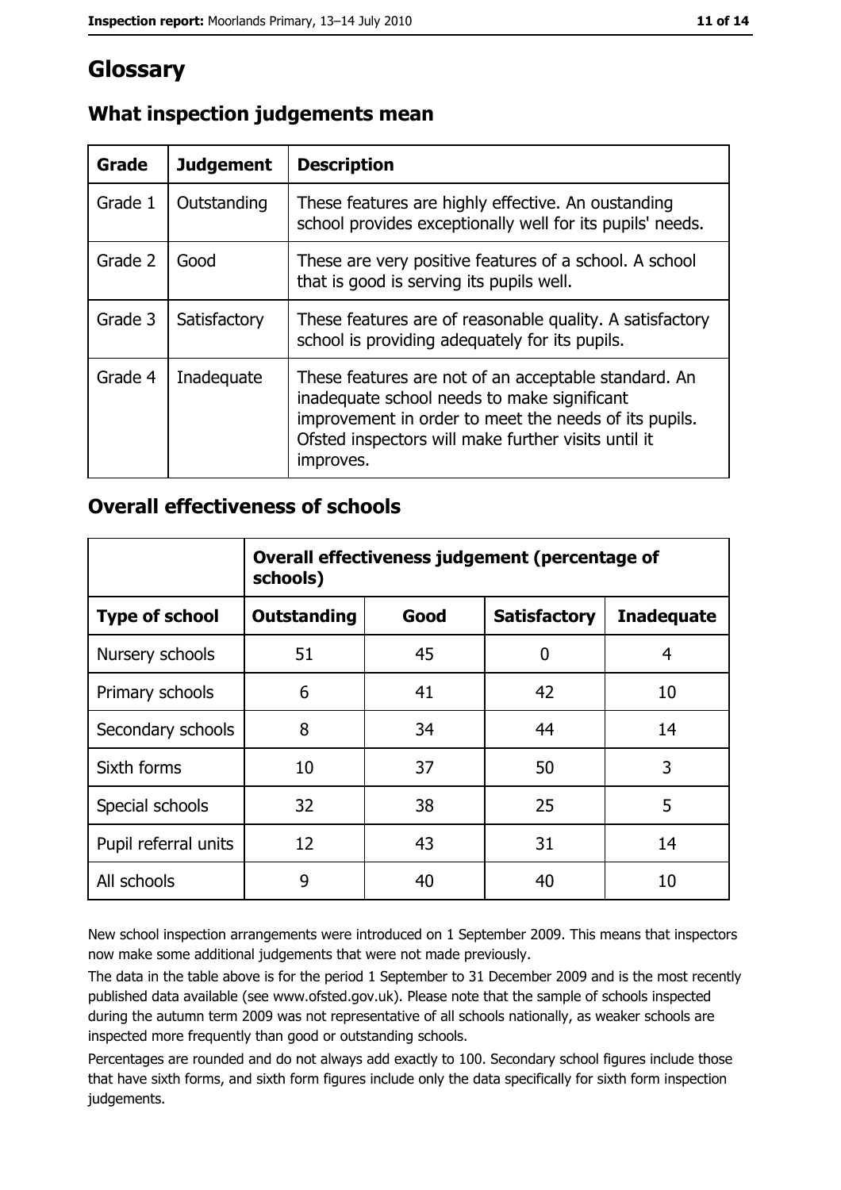# Glossary

## What inspection judgements mean

| Grade | Judgement | Description |
| --- | --- | --- |
| Grade 1 | Outstanding | These features are highly effective. An oustanding school provides exceptionally well for its pupils' needs. |
| Grade 2 | Good | These are very positive features of a school. A school that is good is serving its pupils well. |
| Grade 3 | Satisfactory | These features are of reasonable quality. A satisfactory school is providing adequately for its pupils. |
| Grade 4 | Inadequate | These features are not of an acceptable standard. An inadequate school needs to make significant improvement in order to meet the needs of its pupils. Ofsted inspectors will make further visits until it improves. |

## Overall effectiveness of schools

| | Overall effectiveness judgement (percentage of schools) | | | |
| --- | --- | --- | --- | --- |
| **Type of school** | **Outstanding** | **Good** | **Satisfactory** | **Inadequate** |
| Nursery schools | 51 | 45 | 0 | 4 |
| Primary schools | 6 | 41 | 42 | 10 |
| Secondary schools | 8 | 34 | 44 | 14 |
| Sixth forms | 10 | 37 | 50 | 3 |
| Special schools | 32 | 38 | 25 | 5 |
| Pupil referral units | 12 | 43 | 31 | 14 |
| All schools | 9 | 40 | 40 | 10 |

New school inspection arrangements were introduced on 1 September 2009. This means that inspectors now make some additional judgements that were not made previously.

The data in the table above is for the period 1 September to 31 December 2009 and is the most recently published data available (see www.ofsted.gov.uk). Please note that the sample of schools inspected during the autumn term 2009 was not representative of all schools nationally, as weaker schools are inspected more frequently than good or outstanding schools.

Percentages are rounded and do not always add exactly to 100. Secondary school figures include those that have sixth forms, and sixth form figures include only the data specifically for sixth form inspection judgements.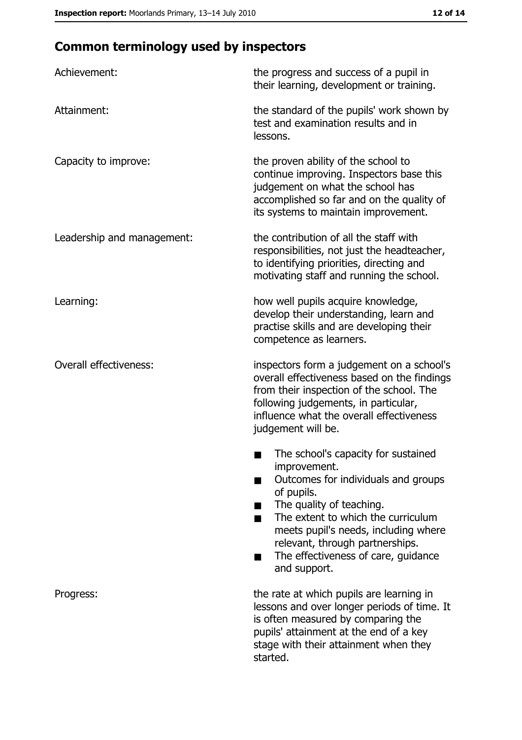## Common terminology used by inspectors

| | |
|---|---|
| Achievement: | the progress and success of a pupil in their learning, development or training. |
| Attainment: | the standard of the pupils' work shown by test and examination results and in lessons. |
| Capacity to improve: | the proven ability of the school to continue improving. Inspectors base this judgement on what the school has accomplished so far and on the quality of its systems to maintain improvement. |
| Leadership and management: | the contribution of all the staff with responsibilities, not just the headteacher, to identifying priorities, directing and motivating staff and running the school. |
| Learning: | how well pupils acquire knowledge, develop their understanding, learn and practise skills and are developing their competence as learners. |
| Overall effectiveness: | inspectors form a judgement on a school's overall effectiveness based on the findings from their inspection of the school. The following judgements, in particular, influence what the overall effectiveness judgement will be.<br>■ The school's capacity for sustained improvement.<br>■ Outcomes for individuals and groups of pupils.<br>■ The quality of teaching.<br>■ The extent to which the curriculum meets pupil's needs, including where relevant, through partnerships.<br>■ The effectiveness of care, guidance and support. |
| Progress: | the rate at which pupils are learning in lessons and over longer periods of time. It is often measured by comparing the pupils' attainment at the end of a key stage with their attainment when they started. |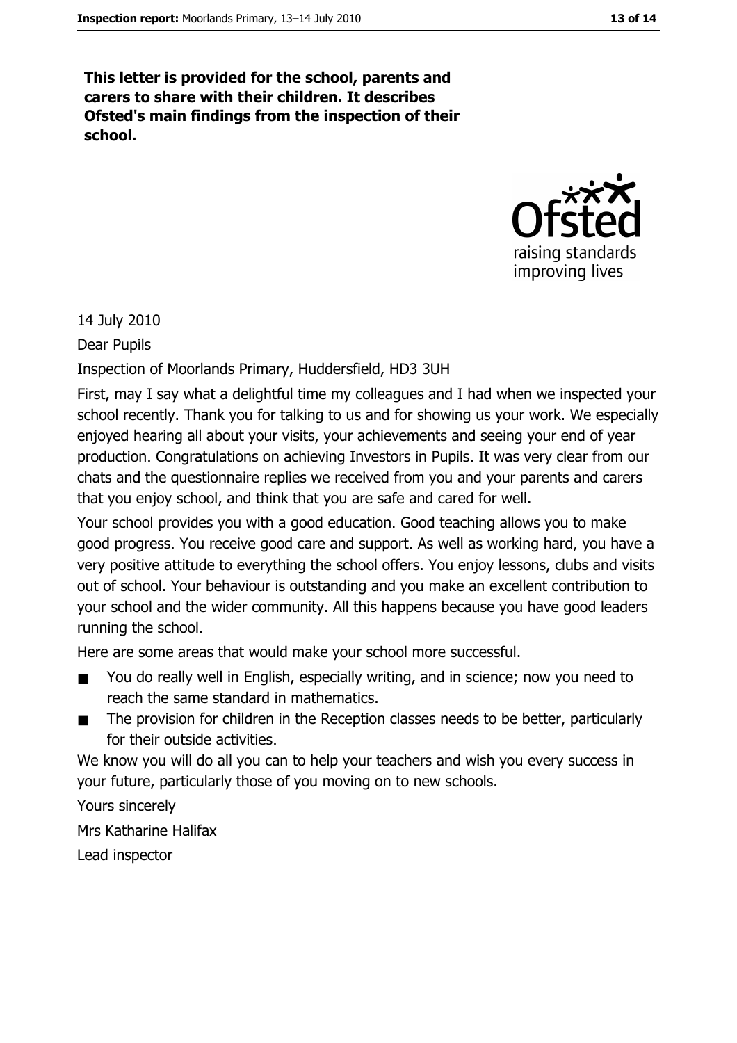**This letter is provided for the school, parents and carers to share with their children. It describes Ofsted's main findings from the inspection of their school.**

14 July 2010

Dear Pupils

Inspection of Moorlands Primary, Huddersfield, HD3 3UH

First, may I say what a delightful time my colleagues and I had when we inspected your school recently. Thank you for talking to us and for showing us your work. We especially enjoyed hearing all about your visits, your achievements and seeing your end of year production. Congratulations on achieving Investors in Pupils. It was very clear from our chats and the questionnaire replies we received from you and your parents and carers that you enjoy school, and think that you are safe and cared for well.

Your school provides you with a good education. Good teaching allows you to make good progress. You receive good care and support. As well as working hard, you have a very positive attitude to everything the school offers. You enjoy lessons, clubs and visits out of school. Your behaviour is outstanding and you make an excellent contribution to your school and the wider community. All this happens because you have good leaders running the school.

Here are some areas that would make your school more successful.

- You do really well in English, especially writing, and in science; now you need to reach the same standard in mathematics.
- The provision for children in the Reception classes needs to be better, particularly for their outside activities.

We know you will do all you can to help your teachers and wish you every success in your future, particularly those of you moving on to new schools.

Yours sincerely

Mrs Katharine Halifax

Lead inspector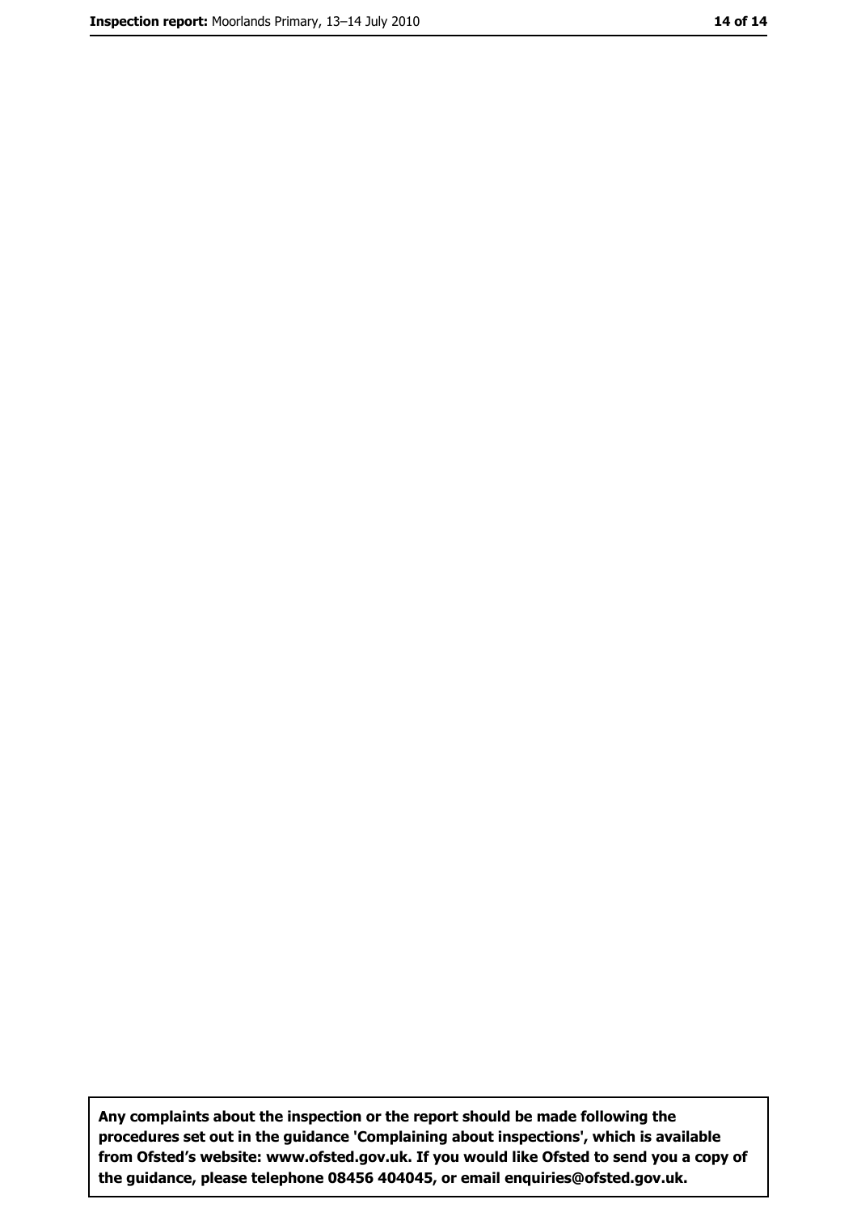**Any complaints about the inspection or the report should be made following the procedures set out in the guidance 'Complaining about inspections', which is available from Ofsted's website: www.ofsted.gov.uk. If you would like Ofsted to send you a copy of the guidance, please telephone 08456 404045, or email enquiries@ofsted.gov.uk.**